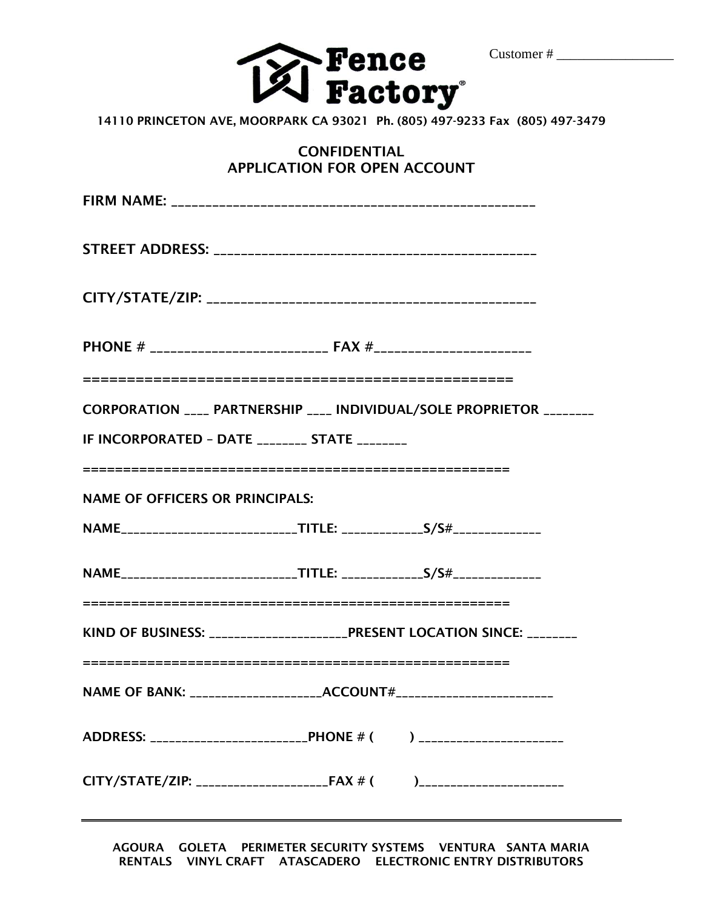Customer # _________________

# Fence Factory®

14110 PRINCETON AVE, MOORPARK CA 93021 Ph. (805) 497-9233 Fax (805) 497-3479

## CONFIDENTIAL
## APPLICATION FOR OPEN ACCOUNT

FIRM NAME: _____________________________________________________

STREET ADDRESS: _______________________________________________

CITY/STATE/ZIP: ________________________________________________

PHONE # ___________________________ FAX #______________________

==================================================

CORPORATION ____ PARTNERSHIP ____ INDIVIDUAL/SOLE PROPRIETOR ________

IF INCORPORATED – DATE ________ STATE ________

==================================================

NAME OF OFFICERS OR PRINCIPALS:

NAME___________________________TITLE: ____________S/S#_____________

NAME___________________________TITLE: ____________S/S#_____________

==================================================

KIND OF BUSINESS: _____________________PRESENT LOCATION SINCE: ________

==================================================

NAME OF BANK: ____________________ACCOUNT#_______________________

ADDRESS: _______________________PHONE # (        ) ______________________

CITY/STATE/ZIP: ____________________FAX # (        )______________________

---

AGOURA GOLETA PERIMETER SECURITY SYSTEMS VENTURA SANTA MARIA
RENTALS VINYL CRAFT ATASCADERO ELECTRONIC ENTRY DISTRIBUTORS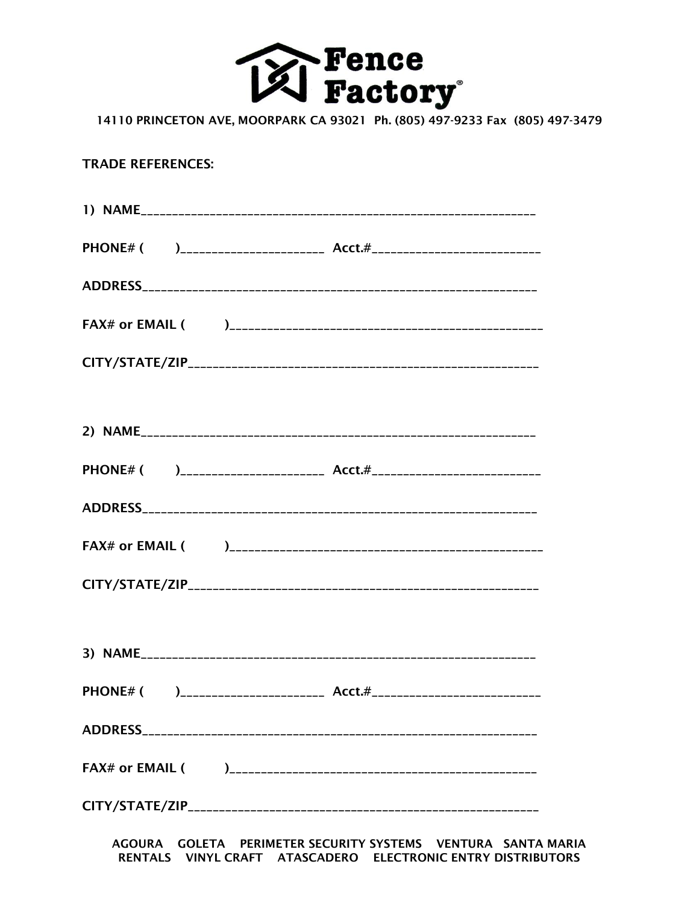**Fence Factory**®

14110 PRINCETON AVE, MOORPARK CA 93021 Ph. (805) 497-9233 Fax (805) 497-3479

TRADE REFERENCES:

1) NAME_______________________________________________________________

PHONE# (      )______________________ Acct.#__________________________

ADDRESS_____________________________________________________________

FAX# or EMAIL (        )____________________________________________

CITY/STATE/ZIP______________________________________________________

2) NAME_______________________________________________________________

PHONE# (      )______________________ Acct.#__________________________

ADDRESS_____________________________________________________________

FAX# or EMAIL (        )____________________________________________

CITY/STATE/ZIP______________________________________________________

3) NAME_______________________________________________________________

PHONE# (      )______________________ Acct.#__________________________

ADDRESS_____________________________________________________________

FAX# or EMAIL (        )____________________________________________

CITY/STATE/ZIP______________________________________________________

AGOURA GOLETA PERIMETER SECURITY SYSTEMS VENTURA SANTA MARIA
RENTALS VINYL CRAFT ATASCADERO ELECTRONIC ENTRY DISTRIBUTORS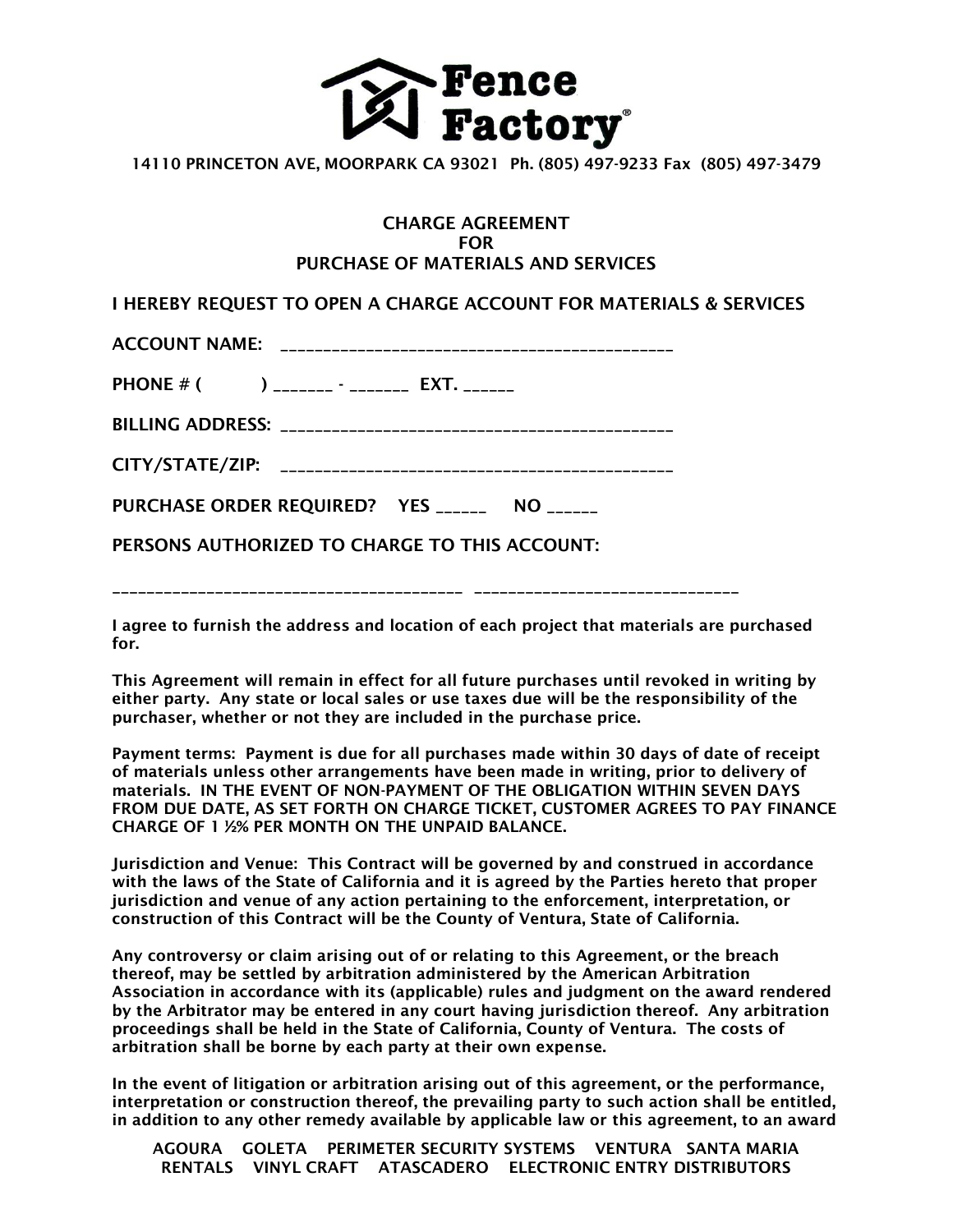# Fence Factory®

14110 PRINCETON AVE, MOORPARK CA 93021 Ph. (805) 497-9233 Fax (805) 497-3479

## CHARGE AGREEMENT
## FOR
## PURCHASE OF MATERIALS AND SERVICES

**I HEREBY REQUEST TO OPEN A CHARGE ACCOUNT FOR MATERIALS & SERVICES**

**ACCOUNT NAME:** _____________________________________________

**PHONE # (          )** _______ - _______ **EXT.** ______

**BILLING ADDRESS:** _____________________________________________

**CITY/STATE/ZIP:** _____________________________________________

**PURCHASE ORDER REQUIRED? YES** ______ **NO** ______

**PERSONS AUTHORIZED TO CHARGE TO THIS ACCOUNT:**

_________________________________________ ________________________________

**I agree to furnish the address and location of each project that materials are purchased for.**

**This Agreement will remain in effect for all future purchases until revoked in writing by either party. Any state or local sales or use taxes due will be the responsibility of the purchaser, whether or not they are included in the purchase price.**

**Payment terms: Payment is due for all purchases made within 30 days of date of receipt of materials unless other arrangements have been made in writing, prior to delivery of materials. IN THE EVENT OF NON-PAYMENT OF THE OBLIGATION WITHIN SEVEN DAYS FROM DUE DATE, AS SET FORTH ON CHARGE TICKET, CUSTOMER AGREES TO PAY FINANCE CHARGE OF 1 ½% PER MONTH ON THE UNPAID BALANCE.**

**Jurisdiction and Venue: This Contract will be governed by and construed in accordance with the laws of the State of California and it is agreed by the Parties hereto that proper jurisdiction and venue of any action pertaining to the enforcement, interpretation, or construction of this Contract will be the County of Ventura, State of California.**

**Any controversy or claim arising out of or relating to this Agreement, or the breach thereof, may be settled by arbitration administered by the American Arbitration Association in accordance with its (applicable) rules and judgment on the award rendered by the Arbitrator may be entered in any court having jurisdiction thereof. Any arbitration proceedings shall be held in the State of California, County of Ventura. The costs of arbitration shall be borne by each party at their own expense.**

**In the event of litigation or arbitration arising out of this agreement, or the performance, interpretation or construction thereof, the prevailing party to such action shall be entitled, in addition to any other remedy available by applicable law or this agreement, to an award**

AGOURA GOLETA PERIMETER SECURITY SYSTEMS VENTURA SANTA MARIA
RENTALS VINYL CRAFT ATASCADERO ELECTRONIC ENTRY DISTRIBUTORS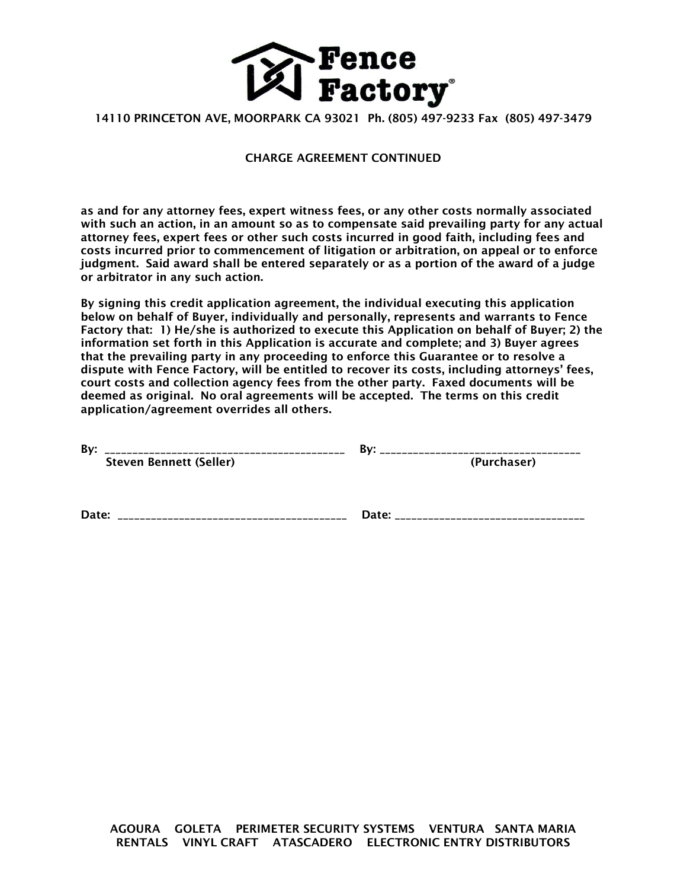# Fence Factory

14110 PRINCETON AVE, MOORPARK CA 93021 Ph. (805) 497-9233 Fax (805) 497-3479

## CHARGE AGREEMENT CONTINUED

**as and for any attorney fees, expert witness fees, or any other costs normally associated with such an action, in an amount so as to compensate said prevailing party for any actual attorney fees, expert fees or other such costs incurred in good faith, including fees and costs incurred prior to commencement of litigation or arbitration, on appeal or to enforce judgment. Said award shall be entered separately or as a portion of the award of a judge or arbitrator in any such action.**

**By signing this credit application agreement, the individual executing this application below on behalf of Buyer, individually and personally, represents and warrants to Fence Factory that: 1) He/she is authorized to execute this Application on behalf of Buyer; 2) the information set forth in this Application is accurate and complete; and 3) Buyer agrees that the prevailing party in any proceeding to enforce this Guarantee or to resolve a dispute with Fence Factory, will be entitled to recover its costs, including attorneys' fees, court costs and collection agency fees from the other party. Faxed documents will be deemed as original. No oral agreements will be accepted. The terms on this credit application/agreement overrides all others.**

**By:** ___________________________________________ **By:** ____________________________________
**Steven Bennett (Seller)** **(Purchaser)**

**Date:** _________________________________________ **Date:** __________________________________

AGOURA GOLETA PERIMETER SECURITY SYSTEMS VENTURA SANTA MARIA
RENTALS VINYL CRAFT ATASCADERO ELECTRONIC ENTRY DISTRIBUTORS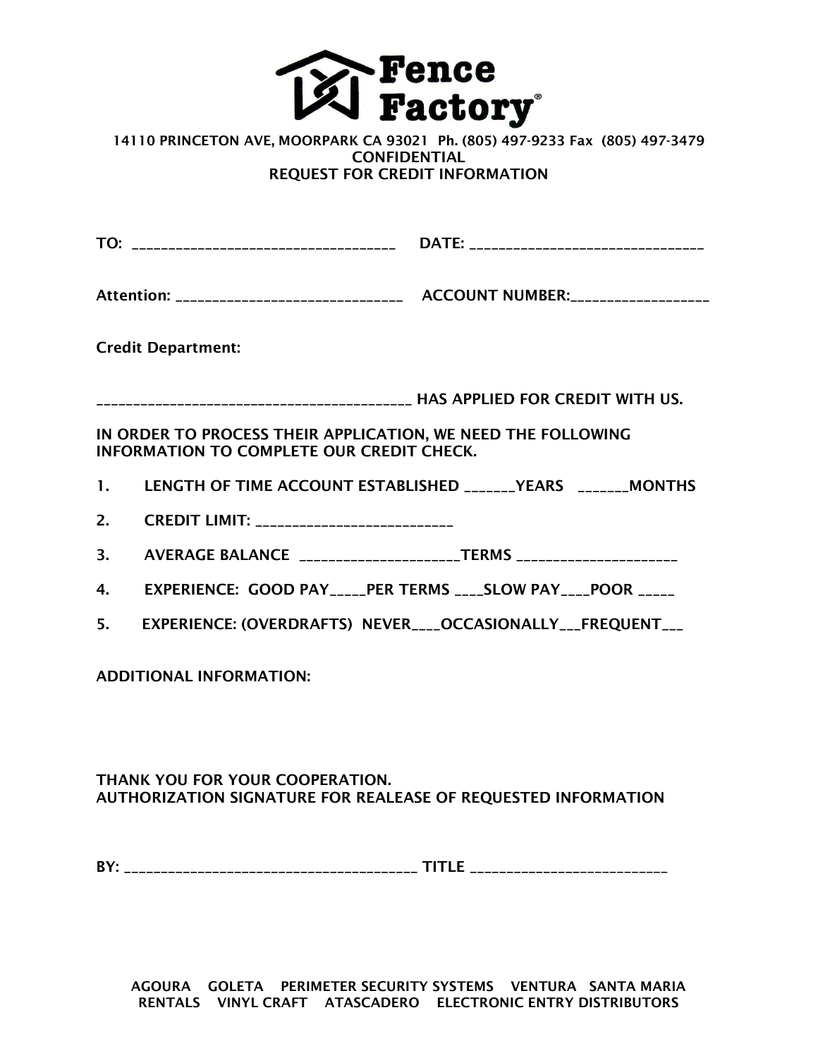# Fence Factory®

14110 PRINCETON AVE, MOORPARK CA 93021 Ph. (805) 497-9233 Fax (805) 497-3479

**CONFIDENTIAL**

**REQUEST FOR CREDIT INFORMATION**

**TO:** ____________________________________ **DATE:** ________________________________

**Attention:** ______________________________ **ACCOUNT NUMBER:**__________________

**Credit Department:**

__________________________________________ **HAS APPLIED FOR CREDIT WITH US.**

**IN ORDER TO PROCESS THEIR APPLICATION, WE NEED THE FOLLOWING INFORMATION TO COMPLETE OUR CREDIT CHECK.**

1. **LENGTH OF TIME ACCOUNT ESTABLISHED** _______**YEARS** _______**MONTHS**
2. **CREDIT LIMIT:** ___________________________
3. **AVERAGE BALANCE** _____________________**TERMS** _____________________
4. **EXPERIENCE: GOOD PAY**_____**PER TERMS** ____**SLOW PAY**____**POOR** _____
5. **EXPERIENCE: (OVERDRAFTS) NEVER**____**OCCASIONALLY**___**FREQUENT**___

**ADDITIONAL INFORMATION:**

**THANK YOU FOR YOUR COOPERATION.**
**AUTHORIZATION SIGNATURE FOR REALEASE OF REQUESTED INFORMATION**

**BY:** ________________________________________ **TITLE** ___________________________

AGOURA GOLETA PERIMETER SECURITY SYSTEMS VENTURA SANTA MARIA
RENTALS VINYL CRAFT ATASCADERO ELECTRONIC ENTRY DISTRIBUTORS